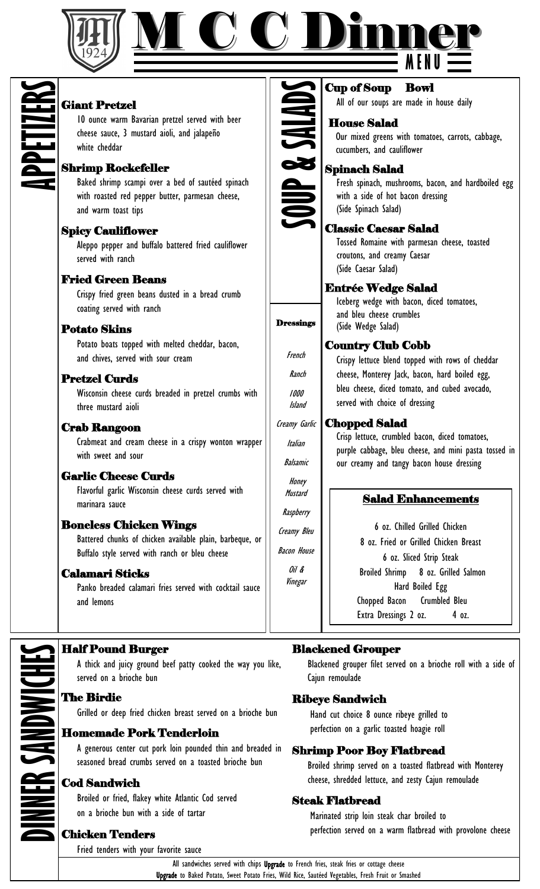# M C C Dinner

MENU

1924

## APPETIZERS

### Giant Pretzel
10 ounce warm Bavarian pretzel served with beer cheese sauce, 3 mustard aioli, and jalapeño white cheddar

### Shrimp Rockefeller
Baked shrimp scampi over a bed of sautéed spinach with roasted red pepper butter, parmesan cheese, and warm toast tips

### Spicy Cauliflower
Aleppo pepper and buffalo battered fried cauliflower served with ranch

### Fried Green Beans
Crispy fried green beans dusted in a bread crumb coating served with ranch

### Potato Skins
Potato boats topped with melted cheddar, bacon, and chives, served with sour cream

### Pretzel Curds
Wisconsin cheese curds breaded in pretzel crumbs with three mustard aioli

### Crab Rangoon
Crabmeat and cream cheese in a crispy wonton wrapper with sweet and sour

### Garlic Cheese Curds
Flavorful garlic Wisconsin cheese curds served with marinara sauce

### Boneless Chicken Wings
Battered chunks of chicken available plain, barbeque, or Buffalo style served with ranch or bleu cheese

### Calamari Sticks
Panko breaded calamari fries served with cocktail sauce and lemons

## SOUP & SALADS

### Cup of Soup Bowl
All of our soups are made in house daily

### House Salad
Our mixed greens with tomatoes, carrots, cabbage, cucumbers, and cauliflower

### Spinach Salad
Fresh spinach, mushrooms, bacon, and hardboiled egg with a side of hot bacon dressing
(Side Spinach Salad)

### Classic Caesar Salad
Tossed Romaine with parmesan cheese, toasted croutons, and creamy Caesar
(Side Caesar Salad)

### Entrée Wedge Salad
Iceberg wedge with bacon, diced tomatoes, and bleu cheese crumbles
(Side Wedge Salad)

### Country Club Cobb
Crispy lettuce blend topped with rows of cheddar cheese, Monterey Jack, bacon, hard boiled egg, bleu cheese, diced tomato, and cubed avocado, served with choice of dressing

### Chopped Salad
Crisp lettuce, crumbled bacon, diced tomatoes, purple cabbage, bleu cheese, and mini pasta tossed in our creamy and tangy bacon house dressing

### Dressings
*French*
*Ranch*
*1000 Island*
*Creamy Garlic*
*Italian*
*Balsamic*
*Honey Mustard*
*Raspberry*
*Creamy Bleu*
*Bacon House*
*Oil & Vinegar*

### Salad Enhancements
6 oz. Chilled Grilled Chicken
8 oz. Fried or Grilled Chicken Breast
6 oz. Sliced Strip Steak
Broiled Shrimp 8 oz. Grilled Salmon
Hard Boiled Egg
Chopped Bacon Crumbled Bleu
Extra Dressings 2 oz. 4 oz.

## DINNER SANDWICHES

### Half Pound Burger
A thick and juicy ground beef patty cooked the way you like, served on a brioche bun

### The Birdie
Grilled or deep fried chicken breast served on a brioche bun

### Homemade Pork Tenderloin
A generous center cut pork loin pounded thin and breaded in seasoned bread crumbs served on a toasted brioche bun

### Cod Sandwich
Broiled or fried, flakey white Atlantic Cod served on a brioche bun with a side of tartar

### Chicken Tenders
Fried tenders with your favorite sauce

### Blackened Grouper
Blackened grouper filet served on a brioche roll with a side of Cajun remoulade

### Ribeye Sandwich
Hand cut choice 8 ounce ribeye grilled to perfection on a garlic toasted hoagie roll

### Shrimp Poor Boy Flatbread
Broiled shrimp served on a toasted flatbread with Monterey cheese, shredded lettuce, and zesty Cajun remoulade

### Steak Flatbread
Marinated strip loin steak char broiled to perfection served on a warm flatbread with provolone cheese

All sandwiches served with chips **Upgrade** to French fries, steak fries or cottage cheese
**Upgrade** to Baked Potato, Sweet Potato Fries, Wild Rice, Sautéed Vegetables, Fresh Fruit or Smashed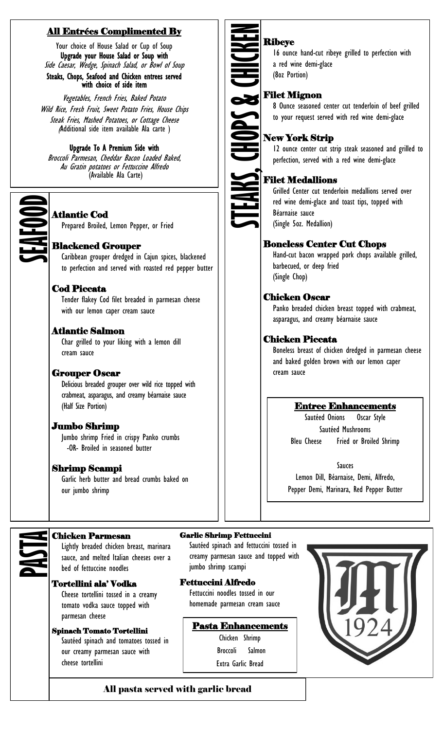## All Entrées Complimented By

Your choice of House Salad or Cup of Soup

**Upgrade your House Salad or Soup with**

*Side Caesar, Wedge, Spinach Salad, or Bowl of Soup*

**Steaks, Chops, Seafood and Chicken entrees served with choice of side item**

*Vegetables, French Fries, Baked Potato*
*Wild Rice, Fresh Fruit, Sweet Potato Fries, House Chips*
*Steak Fries, Mashed Potatoes, or Cottage Cheese*
*(Additional side item available Ala carte )*

**Upgrade To A Premium Side with**

*Broccoli Parmesan, Cheddar Bacon Loaded Baked, Au Gratin potatoes or Fettuccine Alfredo*
(Available Ala Carte)

# SEAFOOD

### Atlantic Cod
Prepared Broiled, Lemon Pepper, or Fried

### Blackened Grouper
Caribbean grouper dredged in Cajun spices, blackened to perfection and served with roasted red pepper butter

### Cod Piccata
Tender flakey Cod filet breaded in parmesan cheese with our lemon caper cream sauce

### Atlantic Salmon
Char grilled to your liking with a lemon dill cream sauce

### Grouper Oscar
Delicious breaded grouper over wild rice topped with crabmeat, asparagus, and creamy béarnaise sauce
(Half Size Portion)

### Jumbo Shrimp
Jumbo shrimp Fried in crispy Panko crumbs
-OR- Broiled in seasoned butter

### Shrimp Scampi
Garlic herb butter and bread crumbs baked on our jumbo shrimp

# STEAKS, CHOPS & CHICKEN

### Ribeye
16 ounce hand-cut ribeye grilled to perfection with a red wine demi-glace
(8oz Portion)

### Filet Mignon
8 Ounce seasoned center cut tenderloin of beef grilled to your request served with red wine demi-glace

### New York Strip
12 ounce center cut strip steak seasoned and grilled to perfection, served with a red wine demi-glace

### Filet Medallions
Grilled Center cut tenderloin medallions served over red wine demi-glace and toast tips, topped with Béarnaise sauce
(Single 5oz. Medallion)

### Boneless Center Cut Chops
Hand-cut bacon wrapped pork chops available grilled, barbecued, or deep fried
(Single Chop)

### Chicken Oscar
Panko breaded chicken breast topped with crabmeat, asparagus, and creamy béarnaise sauce

### Chicken Piccata
Boneless breast of chicken dredged in parmesan cheese and baked golden brown with our lemon caper cream sauce

## Entree Enhancements

Sautéed Onions
Oscar Style
Sautéed Mushrooms
Bleu Cheese
Fried or Broiled Shrimp

Sauces

Lemon Dill, Béarnaise, Demi, Alfredo, Pepper Demi, Marinara, Red Pepper Butter

# PASTA

### Chicken Parmesan
Lightly breaded chicken breast, marinara sauce, and melted Italian cheeses over a bed of fettuccine noodles

### Tortellini ala' Vodka
Cheese tortellini tossed in a creamy tomato vodka sauce topped with parmesan cheese

### Spinach Tomato Tortellini
Sautéed spinach and tomatoes tossed in our creamy parmesan sauce with cheese tortellini

### Garlic Shrimp Fettuccini
Sautéed spinach and fettuccini tossed in creamy parmesan sauce and topped with jumbo shrimp scampi

### Fettuccini Alfredo
Fettuccini noodles tossed in our homemade parmesan cream sauce

## Pasta Enhancements

Chicken Shrimp
Broccoli Salmon
Extra Garlic Bread

M 1924

**All pasta served with garlic bread**